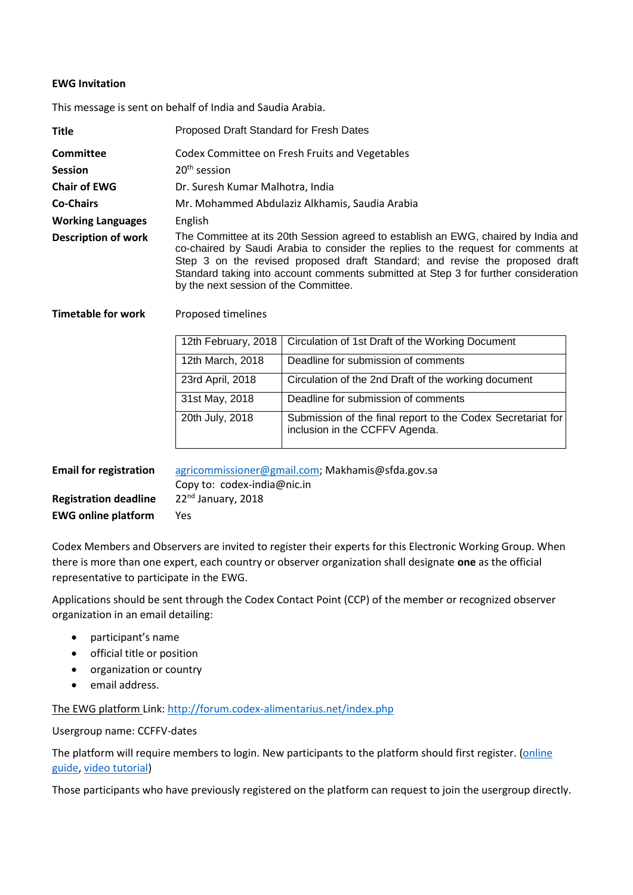**EWG Invitation**

This message is sent on behalf of India and Saudia Arabia.

| | |
|---|---|
| **Title** | Proposed Draft Standard for Fresh Dates |
| **Committee** | Codex Committee on Fresh Fruits and Vegetables |
| **Session** | 20th session |
| **Chair of EWG** | Dr. Suresh Kumar Malhotra, India |
| **Co-Chairs** | Mr. Mohammed Abdulaziz Alkhamis, Saudia Arabia |
| **Working Languages** | English |
| **Description of work** | The Committee at its 20th Session agreed to establish an EWG, chaired by India and co-chaired by Saudi Arabia to consider the replies to the request for comments at Step 3 on the revised proposed draft Standard; and revise the proposed draft Standard taking into account comments submitted at Step 3 for further consideration by the next session of the Committee. |
| **Timetable for work** | Proposed timelines |

| | |
|---|---|
| 12th February, 2018 | Circulation of 1st Draft of the Working Document |
| 12th March, 2018 | Deadline for submission of comments |
| 23rd April, 2018 | Circulation of the 2nd Draft of the working document |
| 31st May, 2018 | Deadline for submission of comments |
| 20th July, 2018 | Submission of the final report to the Codex Secretariat for inclusion in the CCFFV Agenda. |

| | |
|---|---|
| **Email for registration** | agricommissioner@gmail.com; Makhamis@sfda.gov.sa<br>Copy to: codex-india@nic.in |
| **Registration deadline** | 22nd January, 2018 |
| **EWG online platform** | Yes |

Codex Members and Observers are invited to register their experts for this Electronic Working Group. When there is more than one expert, each country or observer organization shall designate **one** as the official representative to participate in the EWG.

Applications should be sent through the Codex Contact Point (CCP) of the member or recognized observer organization in an email detailing:

- participant's name
- official title or position
- organization or country
- email address.

The EWG platform Link: http://forum.codex-alimentarius.net/index.php

Usergroup name: CCFFV-dates

The platform will require members to login. New participants to the platform should first register. (online guide, video tutorial)

Those participants who have previously registered on the platform can request to join the usergroup directly.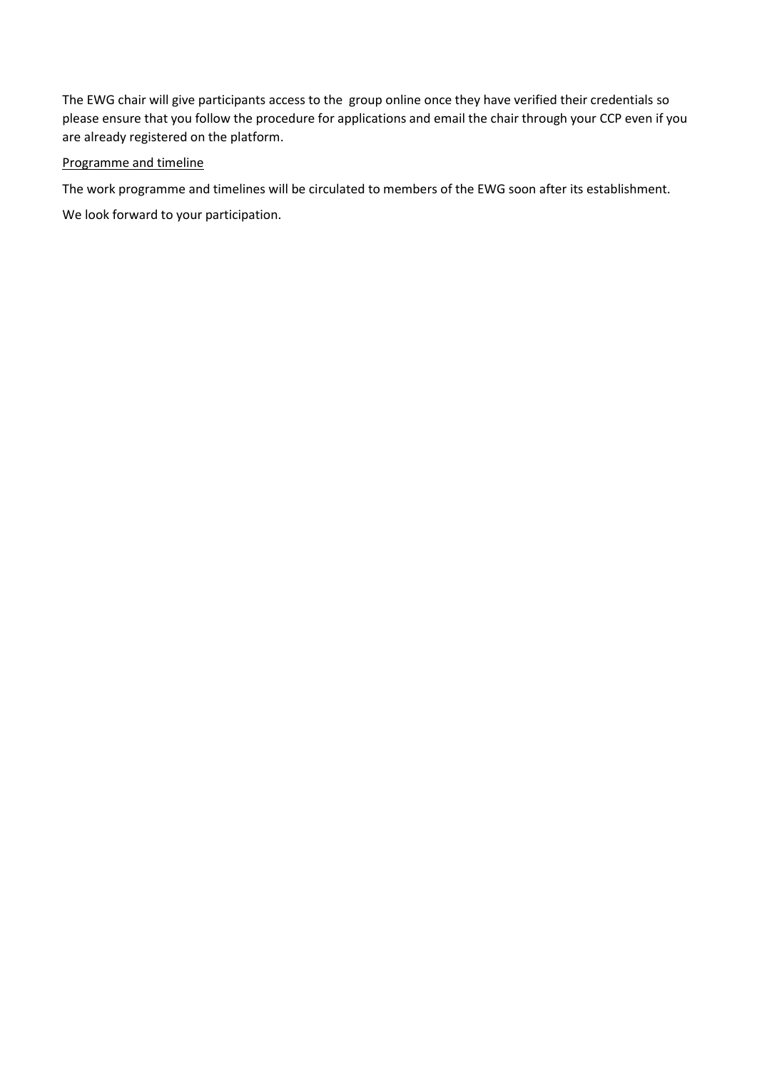The EWG chair will give participants access to the group online once they have verified their credentials so please ensure that you follow the procedure for applications and email the chair through your CCP even if you are already registered on the platform.

Programme and timeline

The work programme and timelines will be circulated to members of the EWG soon after its establishment.

We look forward to your participation.